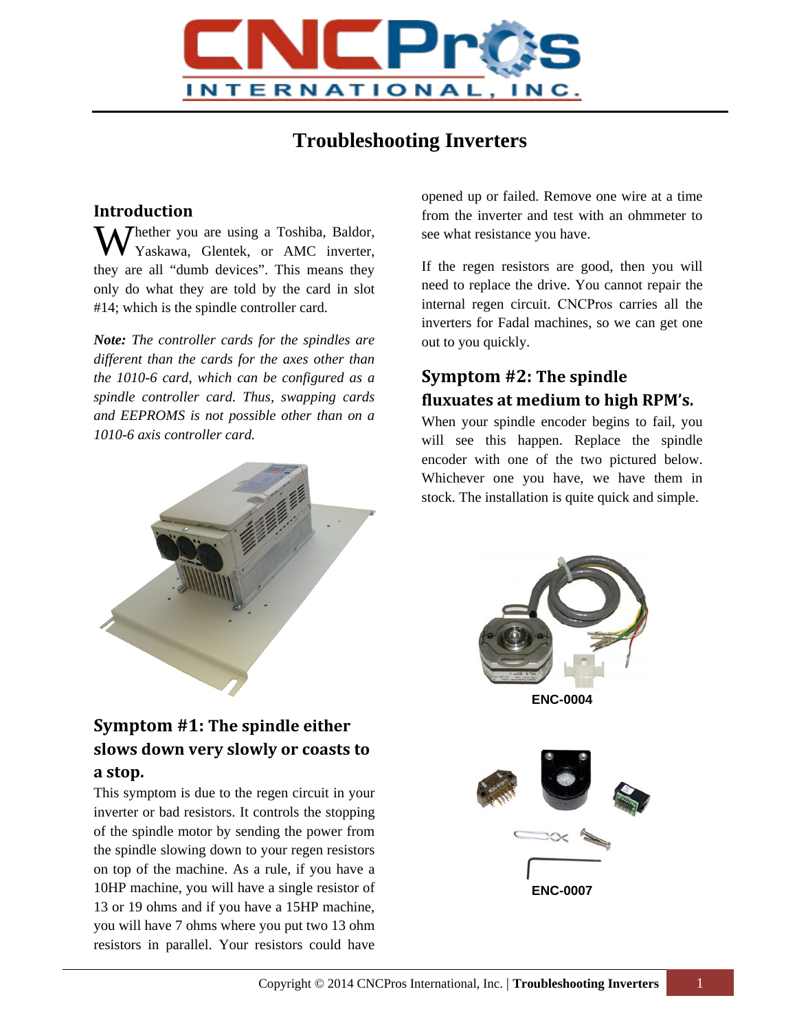# Troubleshooting Inverters

## Introduction

Whether you are using a Toshiba, Baldor, Yaskawa, Glentek, or AMC inverter, they are all “dumb devices”. This means they only do what they are told by the card in slot #14; which is the spindle controller card.

***Note:** The controller cards for the spindles are different than the cards for the axes other than the 1010-6 card, which can be configured as a spindle controller card. Thus, swapping cards and EEPROMS is not possible other than on a 1010-6 axis controller card.*

## Symptom #1: The spindle either slows down very slowly or coasts to a stop.

This symptom is due to the regen circuit in your inverter or bad resistors. It controls the stopping of the spindle motor by sending the power from the spindle slowing down to your regen resistors on top of the machine. As a rule, if you have a 10HP machine, you will have a single resistor of 13 or 19 ohms and if you have a 15HP machine, you will have 7 ohms where you put two 13 ohm resistors in parallel. Your resistors could have opened up or failed. Remove one wire at a time from the inverter and test with an ohmmeter to see what resistance you have.

If the regen resistors are good, then you will need to replace the drive. You cannot repair the internal regen circuit. CNCPros carries all the inverters for Fadal machines, so we can get one out to you quickly.

## Symptom #2: The spindle fluxuates at medium to high RPM’s.

When your spindle encoder begins to fail, you will see this happen. Replace the spindle encoder with one of the two pictured below. Whichever one you have, we have them in stock. The installation is quite quick and simple.

ENC-0004

ENC-0007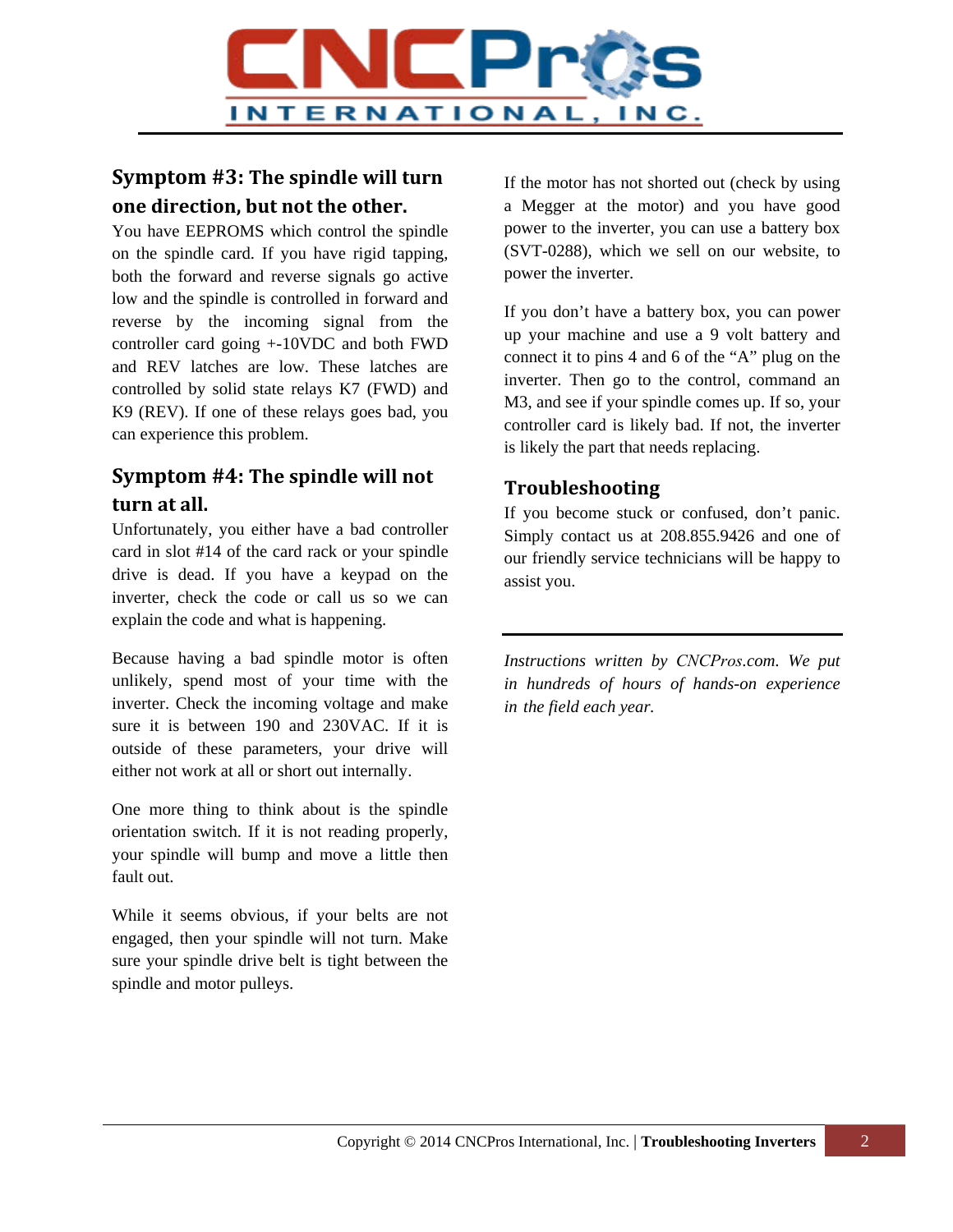## Symptom #3: The spindle will turn one direction, but not the other.

You have EEPROMS which control the spindle on the spindle card. If you have rigid tapping, both the forward and reverse signals go active low and the spindle is controlled in forward and reverse by the incoming signal from the controller card going +-10VDC and both FWD and REV latches are low. These latches are controlled by solid state relays K7 (FWD) and K9 (REV). If one of these relays goes bad, you can experience this problem.

## Symptom #4: The spindle will not turn at all.

Unfortunately, you either have a bad controller card in slot #14 of the card rack or your spindle drive is dead. If you have a keypad on the inverter, check the code or call us so we can explain the code and what is happening.

Because having a bad spindle motor is often unlikely, spend most of your time with the inverter. Check the incoming voltage and make sure it is between 190 and 230VAC. If it is outside of these parameters, your drive will either not work at all or short out internally.

One more thing to think about is the spindle orientation switch. If it is not reading properly, your spindle will bump and move a little then fault out.

While it seems obvious, if your belts are not engaged, then your spindle will not turn. Make sure your spindle drive belt is tight between the spindle and motor pulleys.

If the motor has not shorted out (check by using a Megger at the motor) and you have good power to the inverter, you can use a battery box (SVT-0288), which we sell on our website, to power the inverter.

If you don't have a battery box, you can power up your machine and use a 9 volt battery and connect it to pins 4 and 6 of the "A" plug on the inverter. Then go to the control, command an M3, and see if your spindle comes up. If so, your controller card is likely bad. If not, the inverter is likely the part that needs replacing.

## Troubleshooting

If you become stuck or confused, don't panic. Simply contact us at 208.855.9426 and one of our friendly service technicians will be happy to assist you.

---

*Instructions written by CNCPros.com. We put in hundreds of hours of hands-on experience in the field each year.*